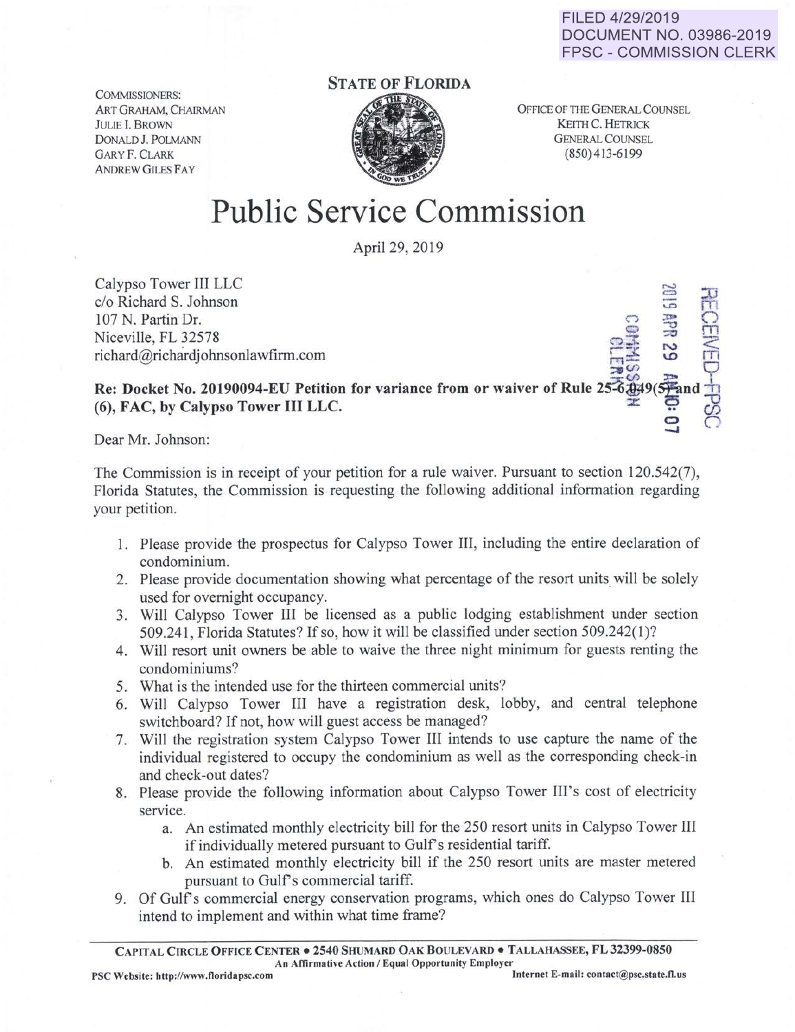FILED 4/29/2019
DOCUMENT NO. 03986-2019
FPSC - COMMISSION CLERK

COMMISSIONERS:
ART GRAHAM, CHAIRMAN
JULIE I. BROWN
DONALD J. POLMANN
GARY F. CLARK
ANDREW GILES FAY

STATE OF FLORIDA

OFFICE OF THE GENERAL COUNSEL
KEITH C. HETRICK
GENERAL COUNSEL
(850)413-6199

# Public Service Commission

April 29, 2019

RECEIVED-FPSC
2019 APR 29 AM 10: 07
COMMISSION CLERK

Calypso Tower III LLC
c/o Richard S. Johnson
107 N. Partin Dr.
Niceville, FL 32578
richard@richardjohnsonlawfirm.com

**Re: Docket No. 20190094-EU Petition for variance from or waiver of Rule 25-6.049(5) and (6), FAC, by Calypso Tower III LLC.**

Dear Mr. Johnson:

The Commission is in receipt of your petition for a rule waiver. Pursuant to section 120.542(7), Florida Statutes, the Commission is requesting the following additional information regarding your petition.

1. Please provide the prospectus for Calypso Tower III, including the entire declaration of condominium.
2. Please provide documentation showing what percentage of the resort units will be solely used for overnight occupancy.
3. Will Calypso Tower III be licensed as a public lodging establishment under section 509.241, Florida Statutes? If so, how it will be classified under section 509.242(1)?
4. Will resort unit owners be able to waive the three night minimum for guests renting the condominiums?
5. What is the intended use for the thirteen commercial units?
6. Will Calypso Tower III have a registration desk, lobby, and central telephone switchboard? If not, how will guest access be managed?
7. Will the registration system Calypso Tower III intends to use capture the name of the individual registered to occupy the condominium as well as the corresponding check-in and check-out dates?
8. Please provide the following information about Calypso Tower III's cost of electricity service.
    a. An estimated monthly electricity bill for the 250 resort units in Calypso Tower III if individually metered pursuant to Gulf's residential tariff.
    b. An estimated monthly electricity bill if the 250 resort units are master metered pursuant to Gulf's commercial tariff.
9. Of Gulf's commercial energy conservation programs, which ones do Calypso Tower III intend to implement and within what time frame?

CAPITAL CIRCLE OFFICE CENTER • 2540 SHUMARD OAK BOULEVARD • TALLAHASSEE, FL 32399-0850
An Affirmative Action / Equal Opportunity Employer
PSC Website: http://www.floridapsc.com Internet E-mail: contact@psc.state.fl.us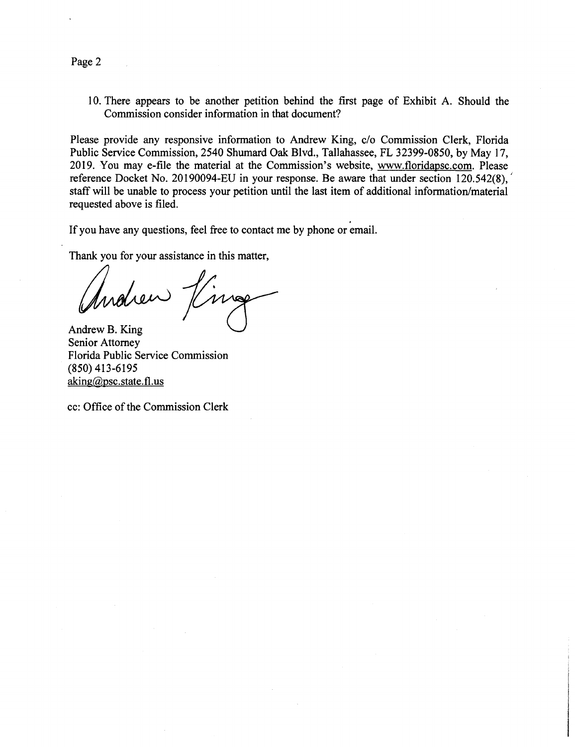10. There appears to be another petition behind the first page of Exhibit A. Should the Commission consider information in that document?

Please provide any responsive information to Andrew King, c/o Commission Clerk, Florida Public Service Commission, 2540 Shumard Oak Blvd., Tallahassee, FL 32399-0850, by May 17, 2019. You may e-file the material at the Commission's website, www.floridapsc.com. Please reference Docket No. 20190094-EU in your response. Be aware that under section 120.542(8), staff will be unable to process your petition until the last item of additional information/material requested above is filed.

If you have any questions, feel free to contact me by phone or email.

Thank you for your assistance in this matter,

Andrew B. King
Senior Attorney
Florida Public Service Commission
(850) 413-6195
aking@psc.state.fl.us

cc: Office of the Commission Clerk